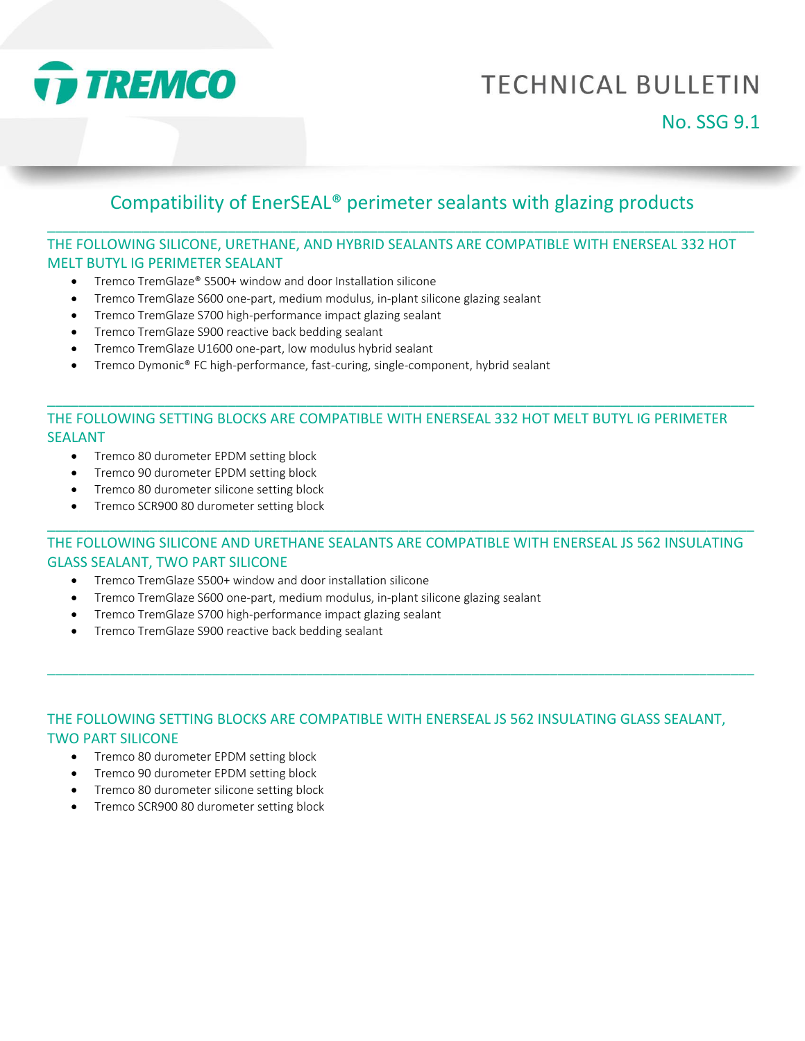# TREMCO

# TECHNICAL BULLETIN

No. SSG 9.1

## Compatibility of EnerSEAL® perimeter sealants with glazing products

### THE FOLLOWING SILICONE, URETHANE, AND HYBRID SEALANTS ARE COMPATIBLE WITH ENERSEAL 332 HOT MELT BUTYL IG PERIMETER SEALANT

- Tremco TremGlaze® S500+ window and door Installation silicone
- Tremco TremGlaze S600 one-part, medium modulus, in-plant silicone glazing sealant
- Tremco TremGlaze S700 high-performance impact glazing sealant
- Tremco TremGlaze S900 reactive back bedding sealant
- Tremco TremGlaze U1600 one-part, low modulus hybrid sealant
- Tremco Dymonic® FC high-performance, fast-curing, single-component, hybrid sealant

### THE FOLLOWING SETTING BLOCKS ARE COMPATIBLE WITH ENERSEAL 332 HOT MELT BUTYL IG PERIMETER SEALANT

- Tremco 80 durometer EPDM setting block
- Tremco 90 durometer EPDM setting block
- Tremco 80 durometer silicone setting block
- Tremco SCR900 80 durometer setting block

### THE FOLLOWING SILICONE AND URETHANE SEALANTS ARE COMPATIBLE WITH ENERSEAL JS 562 INSULATING GLASS SEALANT, TWO PART SILICONE

- Tremco TremGlaze S500+ window and door installation silicone
- Tremco TremGlaze S600 one-part, medium modulus, in-plant silicone glazing sealant
- Tremco TremGlaze S700 high-performance impact glazing sealant
- Tremco TremGlaze S900 reactive back bedding sealant

### THE FOLLOWING SETTING BLOCKS ARE COMPATIBLE WITH ENERSEAL JS 562 INSULATING GLASS SEALANT, TWO PART SILICONE

- Tremco 80 durometer EPDM setting block
- Tremco 90 durometer EPDM setting block
- Tremco 80 durometer silicone setting block
- Tremco SCR900 80 durometer setting block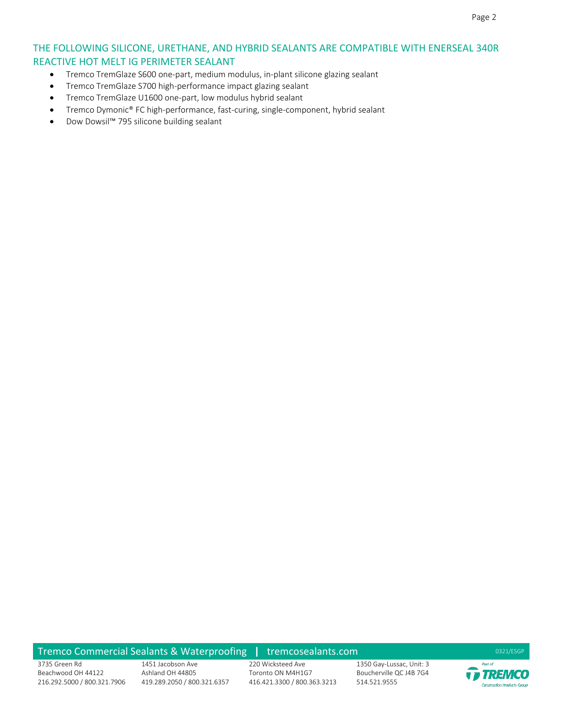## THE FOLLOWING SILICONE, URETHANE, AND HYBRID SEALANTS ARE COMPATIBLE WITH ENERSEAL 340R REACTIVE HOT MELT IG PERIMETER SEALANT

- Tremco TremGlaze S600 one-part, medium modulus, in-plant silicone glazing sealant
- Tremco TremGlaze S700 high-performance impact glazing sealant
- Tremco TremGlaze U1600 one-part, low modulus hybrid sealant
- Tremco Dymonic® FC high-performance, fast-curing, single-component, hybrid sealant
- Dow Dowsil™ 795 silicone building sealant